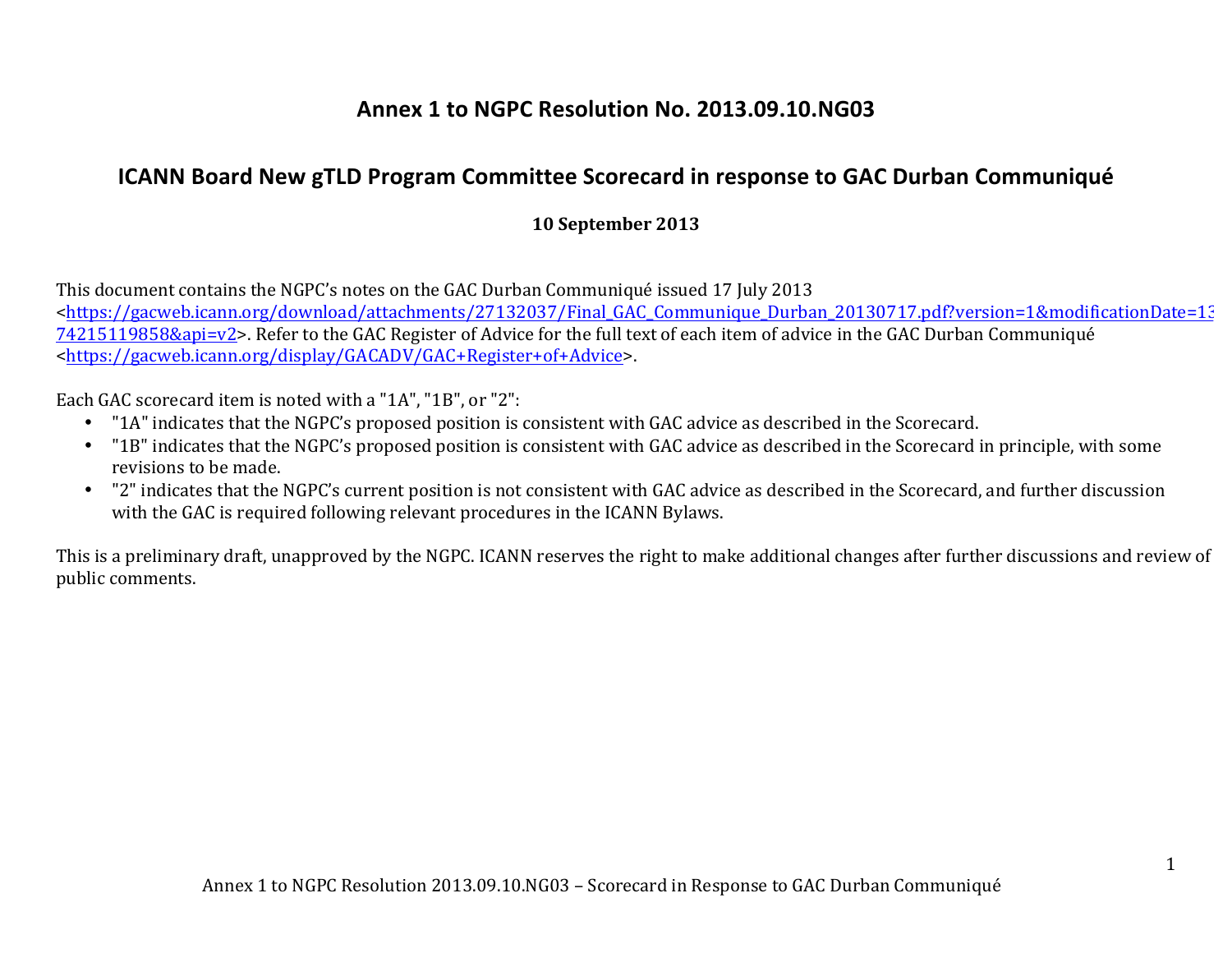# Annex 1 to NGPC Resolution No. 2013.09.10.NG03

## ICANN Board New gTLD Program Committee Scorecard in response to GAC Durban Communiqué

**10 September 2013**

This document contains the NGPC's notes on the GAC Durban Communiqué issued 17 July 2013 <https://gacweb.icann.org/download/attachments/27132037/Final_GAC_Communique_Durban_20130717.pdf?version=1&modificationDate=1374215119858&api=v2>. Refer to the GAC Register of Advice for the full text of each item of advice in the GAC Durban Communiqué <https://gacweb.icann.org/display/GACADV/GAC+Register+of+Advice>.

Each GAC scorecard item is noted with a "1A", "1B", or "2":

- "1A" indicates that the NGPC's proposed position is consistent with GAC advice as described in the Scorecard.
- "1B" indicates that the NGPC's proposed position is consistent with GAC advice as described in the Scorecard in principle, with some revisions to be made.
- "2" indicates that the NGPC's current position is not consistent with GAC advice as described in the Scorecard, and further discussion with the GAC is required following relevant procedures in the ICANN Bylaws.

This is a preliminary draft, unapproved by the NGPC. ICANN reserves the right to make additional changes after further discussions and review of public comments.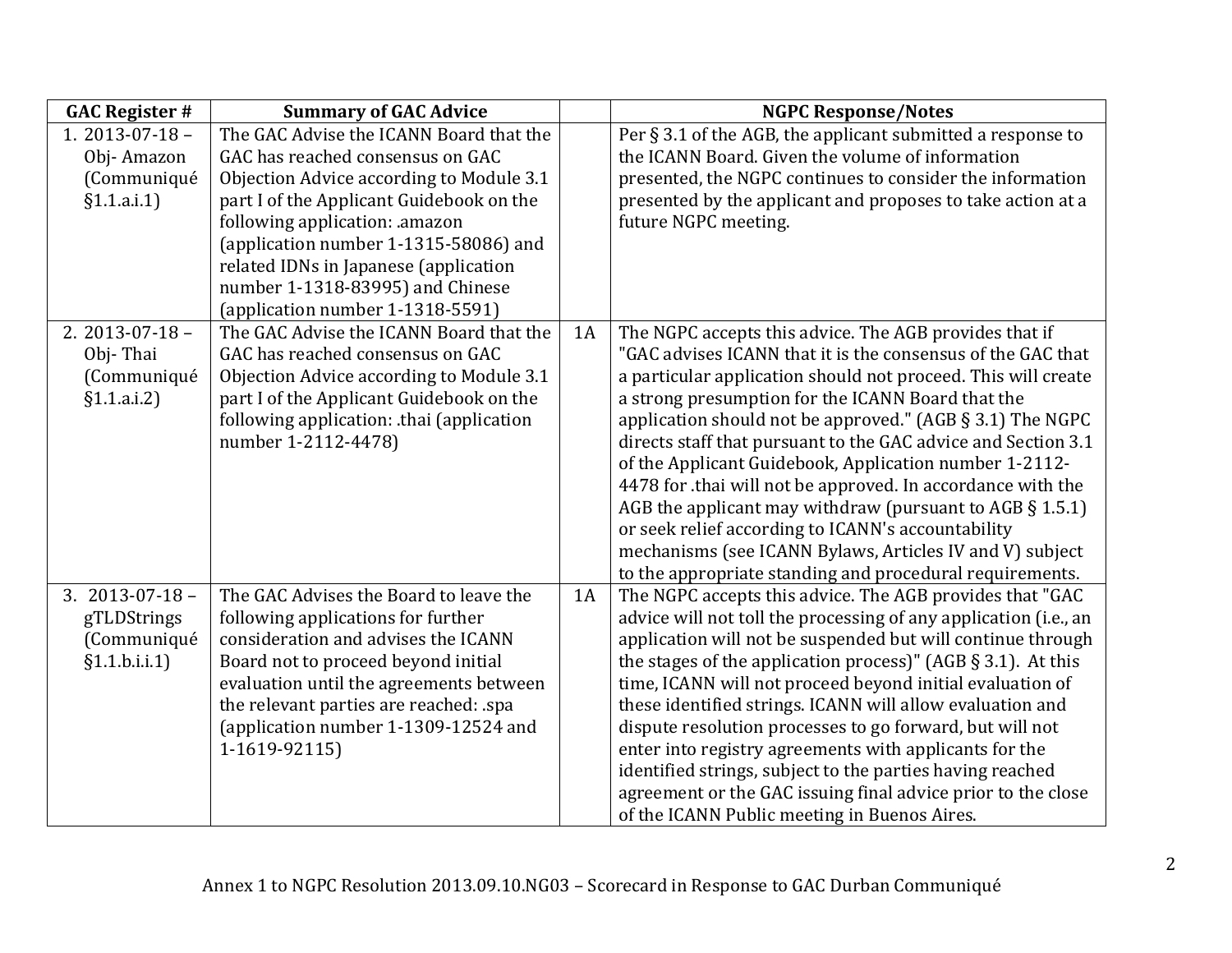| GAC Register # | Summary of GAC Advice | | NGPC Response/Notes |
|---|---|---|---|
| 1. 2013-07-18 – Obj- Amazon (Communiqué §1.1.a.i.1) | The GAC Advise the ICANN Board that the GAC has reached consensus on GAC Objection Advice according to Module 3.1 part I of the Applicant Guidebook on the following application: .amazon (application number 1-1315-58086) and related IDNs in Japanese (application number 1-1318-83995) and Chinese (application number 1-1318-5591) | | Per § 3.1 of the AGB, the applicant submitted a response to the ICANN Board. Given the volume of information presented, the NGPC continues to consider the information presented by the applicant and proposes to take action at a future NGPC meeting. |
| 2. 2013-07-18 – Obj- Thai (Communiqué §1.1.a.i.2) | The GAC Advise the ICANN Board that the GAC has reached consensus on GAC Objection Advice according to Module 3.1 part I of the Applicant Guidebook on the following application: .thai (application number 1-2112-4478) | 1A | The NGPC accepts this advice. The AGB provides that if "GAC advises ICANN that it is the consensus of the GAC that a particular application should not proceed. This will create a strong presumption for the ICANN Board that the application should not be approved." (AGB § 3.1) The NGPC directs staff that pursuant to the GAC advice and Section 3.1 of the Applicant Guidebook, Application number 1-2112-4478 for .thai will not be approved. In accordance with the AGB the applicant may withdraw (pursuant to AGB § 1.5.1) or seek relief according to ICANN's accountability mechanisms (see ICANN Bylaws, Articles IV and V) subject to the appropriate standing and procedural requirements. |
| 3. 2013-07-18 – gTLDStrings (Communiqué §1.1.b.i.i.1) | The GAC Advises the Board to leave the following applications for further consideration and advises the ICANN Board not to proceed beyond initial evaluation until the agreements between the relevant parties are reached: .spa (application number 1-1309-12524 and 1-1619-92115) | 1A | The NGPC accepts this advice. The AGB provides that "GAC advice will not toll the processing of any application (i.e., an application will not be suspended but will continue through the stages of the application process)" (AGB § 3.1). At this time, ICANN will not proceed beyond initial evaluation of these identified strings. ICANN will allow evaluation and dispute resolution processes to go forward, but will not enter into registry agreements with applicants for the identified strings, subject to the parties having reached agreement or the GAC issuing final advice prior to the close of the ICANN Public meeting in Buenos Aires. |

Annex 1 to NGPC Resolution 2013.09.10.NG03 – Scorecard in Response to GAC Durban Communiqué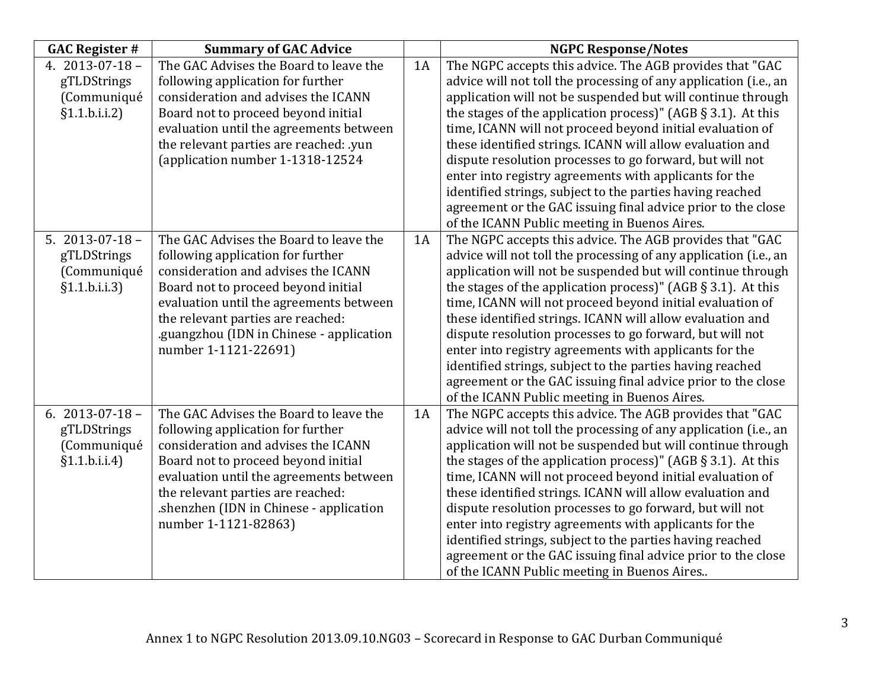| GAC Register # | Summary of GAC Advice | | NGPC Response/Notes |
|---|---|---|---|
| 4. 2013-07-18 – gTLDStrings (Communiqué §1.1.b.i.i.2) | The GAC Advises the Board to leave the following application for further consideration and advises the ICANN Board not to proceed beyond initial evaluation until the agreements between the relevant parties are reached: .yun (application number 1-1318-12524 | 1A | The NGPC accepts this advice. The AGB provides that "GAC advice will not toll the processing of any application (i.e., an application will not be suspended but will continue through the stages of the application process)" (AGB § 3.1). At this time, ICANN will not proceed beyond initial evaluation of these identified strings. ICANN will allow evaluation and dispute resolution processes to go forward, but will not enter into registry agreements with applicants for the identified strings, subject to the parties having reached agreement or the GAC issuing final advice prior to the close of the ICANN Public meeting in Buenos Aires. |
| 5. 2013-07-18 – gTLDStrings (Communiqué §1.1.b.i.i.3) | The GAC Advises the Board to leave the following application for further consideration and advises the ICANN Board not to proceed beyond initial evaluation until the agreements between the relevant parties are reached: .guangzhou (IDN in Chinese - application number 1-1121-22691) | 1A | The NGPC accepts this advice. The AGB provides that "GAC advice will not toll the processing of any application (i.e., an application will not be suspended but will continue through the stages of the application process)" (AGB § 3.1). At this time, ICANN will not proceed beyond initial evaluation of these identified strings. ICANN will allow evaluation and dispute resolution processes to go forward, but will not enter into registry agreements with applicants for the identified strings, subject to the parties having reached agreement or the GAC issuing final advice prior to the close of the ICANN Public meeting in Buenos Aires. |
| 6. 2013-07-18 – gTLDStrings (Communiqué §1.1.b.i.i.4) | The GAC Advises the Board to leave the following application for further consideration and advises the ICANN Board not to proceed beyond initial evaluation until the agreements between the relevant parties are reached: .shenzhen (IDN in Chinese - application number 1-1121-82863) | 1A | The NGPC accepts this advice. The AGB provides that "GAC advice will not toll the processing of any application (i.e., an application will not be suspended but will continue through the stages of the application process)" (AGB § 3.1). At this time, ICANN will not proceed beyond initial evaluation of these identified strings. ICANN will allow evaluation and dispute resolution processes to go forward, but will not enter into registry agreements with applicants for the identified strings, subject to the parties having reached agreement or the GAC issuing final advice prior to the close of the ICANN Public meeting in Buenos Aires.. |

Annex 1 to NGPC Resolution 2013.09.10.NG03 – Scorecard in Response to GAC Durban Communiqué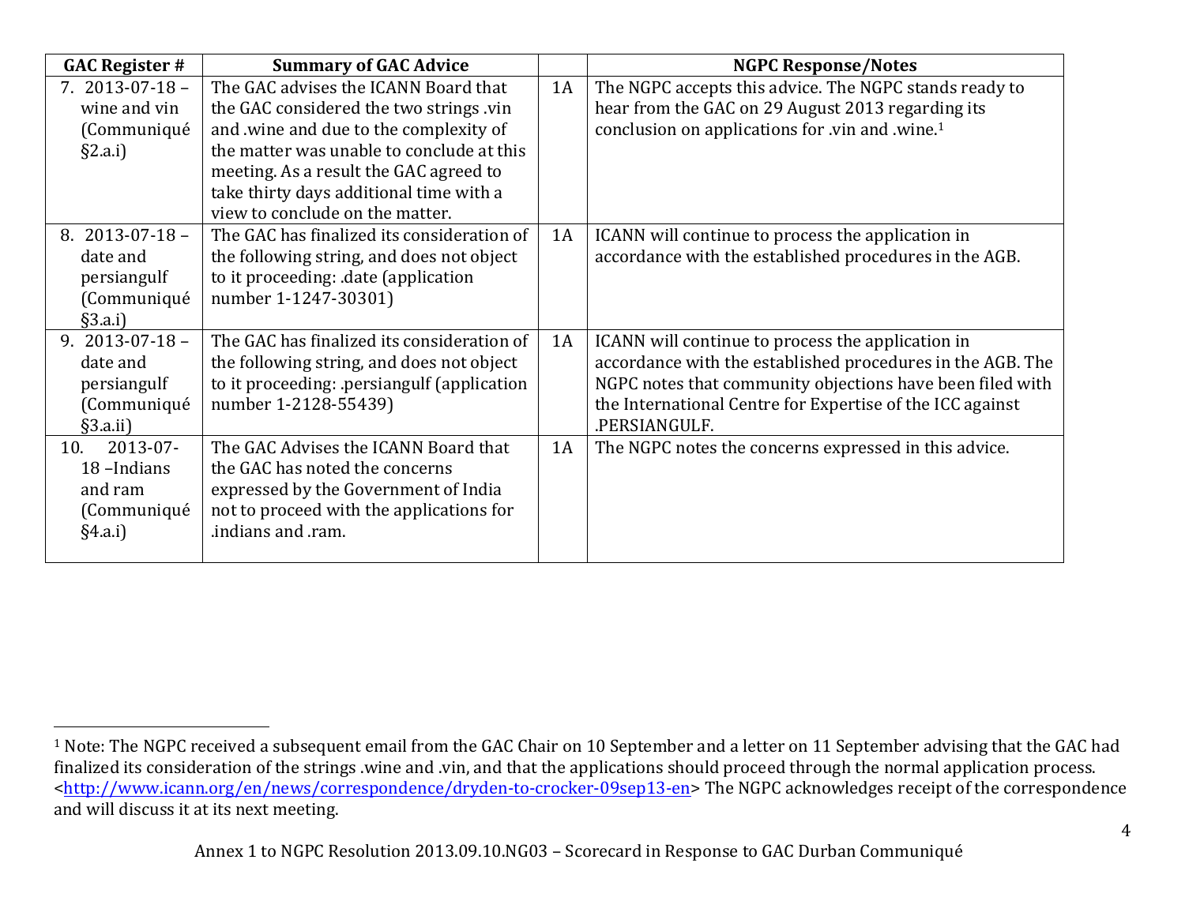| GAC Register # | Summary of GAC Advice | | NGPC Response/Notes |
|---|---|---|---|
| 7. 2013-07-18 – wine and vin (Communiqué §2.a.i) | The GAC advises the ICANN Board that the GAC considered the two strings .vin and .wine and due to the complexity of the matter was unable to conclude at this meeting. As a result the GAC agreed to take thirty days additional time with a view to conclude on the matter. | 1A | The NGPC accepts this advice. The NGPC stands ready to hear from the GAC on 29 August 2013 regarding its conclusion on applications for .vin and .wine.[1] |
| 8. 2013-07-18 – date and persiangulf (Communiqué §3.a.i) | The GAC has finalized its consideration of the following string, and does not object to it proceeding: .date (application number 1-1247-30301) | 1A | ICANN will continue to process the application in accordance with the established procedures in the AGB. |
| 9. 2013-07-18 – date and persiangulf (Communiqué §3.a.ii) | The GAC has finalized its consideration of the following string, and does not object to it proceeding: .persiangulf (application number 1-2128-55439) | 1A | ICANN will continue to process the application in accordance with the established procedures in the AGB. The NGPC notes that community objections have been filed with the International Centre for Expertise of the ICC against .PERSIANGULF. |
| 10. 2013-07-18 –Indians and ram (Communiqué §4.a.i) | The GAC Advises the ICANN Board that the GAC has noted the concerns expressed by the Government of India not to proceed with the applications for .indians and .ram. | 1A | The NGPC notes the concerns expressed in this advice. |

[1] Note: The NGPC received a subsequent email from the GAC Chair on 10 September and a letter on 11 September advising that the GAC had finalized its consideration of the strings .wine and .vin, and that the applications should proceed through the normal application process. <http://www.icann.org/en/news/correspondence/dryden-to-crocker-09sep13-en> The NGPC acknowledges receipt of the correspondence and will discuss it at its next meeting.

Annex 1 to NGPC Resolution 2013.09.10.NG03 – Scorecard in Response to GAC Durban Communiqué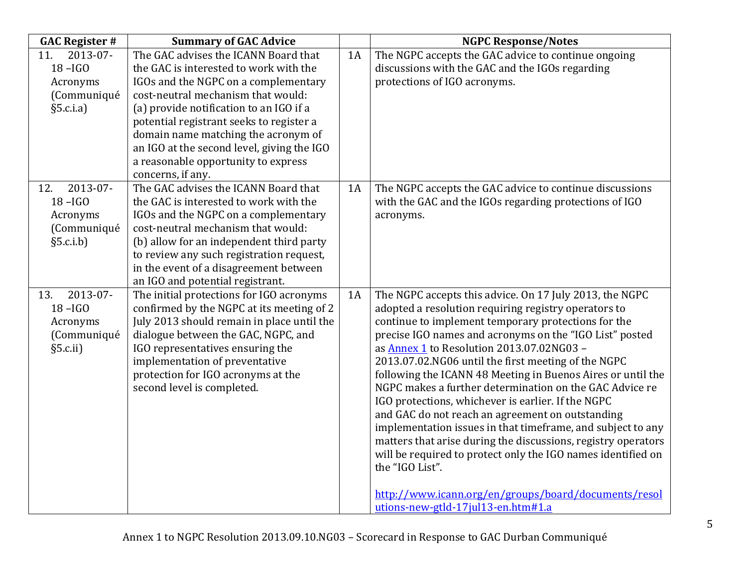| GAC Register # | Summary of GAC Advice | | NGPC Response/Notes |
|---|---|---|---|
| 11. 2013-07-18 –IGO Acronyms (Communiqué §5.c.i.a) | The GAC advises the ICANN Board that the GAC is interested to work with the IGOs and the NGPC on a complementary cost-neutral mechanism that would: (a) provide notification to an IGO if a potential registrant seeks to register a domain name matching the acronym of an IGO at the second level, giving the IGO a reasonable opportunity to express concerns, if any. | 1A | The NGPC accepts the GAC advice to continue ongoing discussions with the GAC and the IGOs regarding protections of IGO acronyms. |
| 12. 2013-07-18 –IGO Acronyms (Communiqué §5.c.i.b) | The GAC advises the ICANN Board that the GAC is interested to work with the IGOs and the NGPC on a complementary cost-neutral mechanism that would: (b) allow for an independent third party to review any such registration request, in the event of a disagreement between an IGO and potential registrant. | 1A | The NGPC accepts the GAC advice to continue discussions with the GAC and the IGOs regarding protections of IGO acronyms. |
| 13. 2013-07-18 –IGO Acronyms (Communiqué §5.c.ii) | The initial protections for IGO acronyms confirmed by the NGPC at its meeting of 2 July 2013 should remain in place until the dialogue between the GAC, NGPC, and IGO representatives ensuring the implementation of preventative protection for IGO acronyms at the second level is completed. | 1A | The NGPC accepts this advice. On 17 July 2013, the NGPC adopted a resolution requiring registry operators to continue to implement temporary protections for the precise IGO names and acronyms on the "IGO List" posted as [Annex 1]() to Resolution 2013.07.02NG03 – 2013.07.02.NG06 until the first meeting of the NGPC following the ICANN 48 Meeting in Buenos Aires or until the NGPC makes a further determination on the GAC Advice re IGO protections, whichever is earlier. If the NGPC and GAC do not reach an agreement on outstanding implementation issues in that timeframe, and subject to any matters that arise during the discussions, registry operators will be required to protect only the IGO names identified on the "IGO List".<br><br>[http://www.icann.org/en/groups/board/documents/resolutions-new-gtld-17jul13-en.htm#1.a](http://www.icann.org/en/groups/board/documents/resolutions-new-gtld-17jul13-en.htm#1.a) |

Annex 1 to NGPC Resolution 2013.09.10.NG03 – Scorecard in Response to GAC Durban Communiqué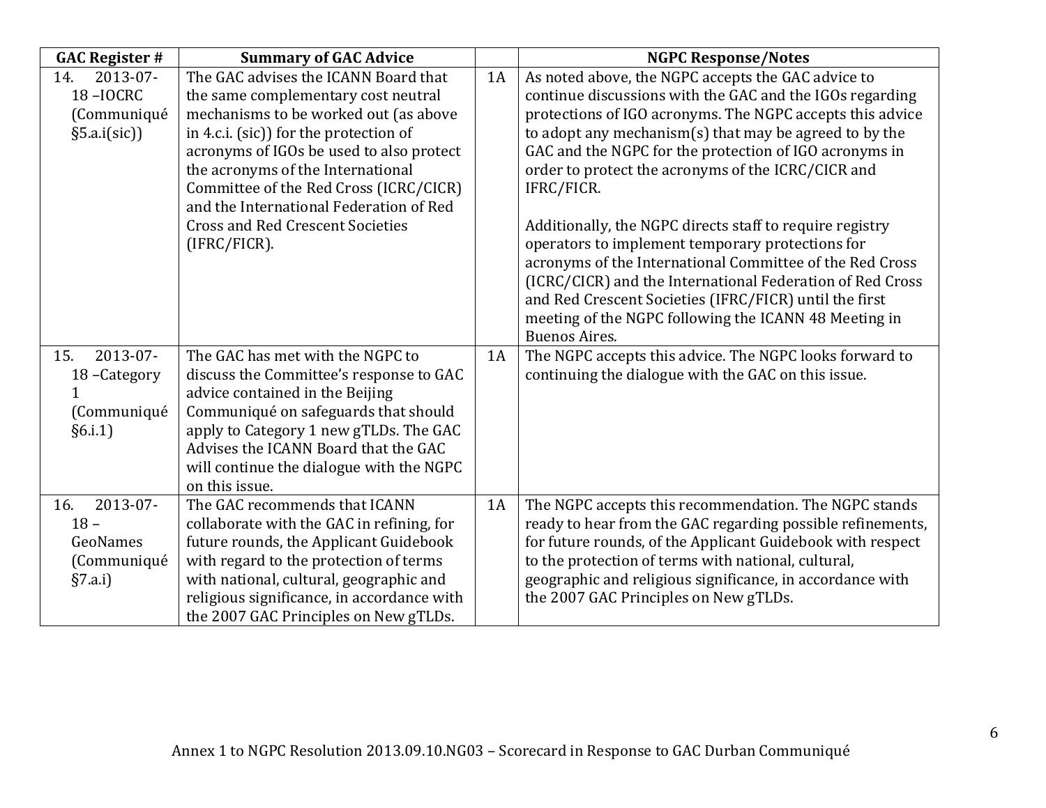| GAC Register # | Summary of GAC Advice | | NGPC Response/Notes |
|---|---|---|---|
| 14. 2013-07-18 –IOCRC (Communiqué §5.a.i(sic)) | The GAC advises the ICANN Board that the same complementary cost neutral mechanisms to be worked out (as above in 4.c.i. (sic)) for the protection of acronyms of IGOs be used to also protect the acronyms of the International Committee of the Red Cross (ICRC/CICR) and the International Federation of Red Cross and Red Crescent Societies (IFRC/FICR). | 1A | As noted above, the NGPC accepts the GAC advice to continue discussions with the GAC and the IGOs regarding protections of IGO acronyms. The NGPC accepts this advice to adopt any mechanism(s) that may be agreed to by the GAC and the NGPC for the protection of IGO acronyms in order to protect the acronyms of the ICRC/CICR and IFRC/FICR.<br><br>Additionally, the NGPC directs staff to require registry operators to implement temporary protections for acronyms of the International Committee of the Red Cross (ICRC/CICR) and the International Federation of Red Cross and Red Crescent Societies (IFRC/FICR) until the first meeting of the NGPC following the ICANN 48 Meeting in Buenos Aires. |
| 15. 2013-07-18 –Category 1 (Communiqué §6.i.1) | The GAC has met with the NGPC to discuss the Committee's response to GAC advice contained in the Beijing Communiqué on safeguards that should apply to Category 1 new gTLDs. The GAC Advises the ICANN Board that the GAC will continue the dialogue with the NGPC on this issue. | 1A | The NGPC accepts this advice. The NGPC looks forward to continuing the dialogue with the GAC on this issue. |
| 16. 2013-07-18 – GeoNames (Communiqué §7.a.i) | The GAC recommends that ICANN collaborate with the GAC in refining, for future rounds, the Applicant Guidebook with regard to the protection of terms with national, cultural, geographic and religious significance, in accordance with the 2007 GAC Principles on New gTLDs. | 1A | The NGPC accepts this recommendation. The NGPC stands ready to hear from the GAC regarding possible refinements, for future rounds, of the Applicant Guidebook with respect to the protection of terms with national, cultural, geographic and religious significance, in accordance with the 2007 GAC Principles on New gTLDs. |

Annex 1 to NGPC Resolution 2013.09.10.NG03 – Scorecard in Response to GAC Durban Communiqué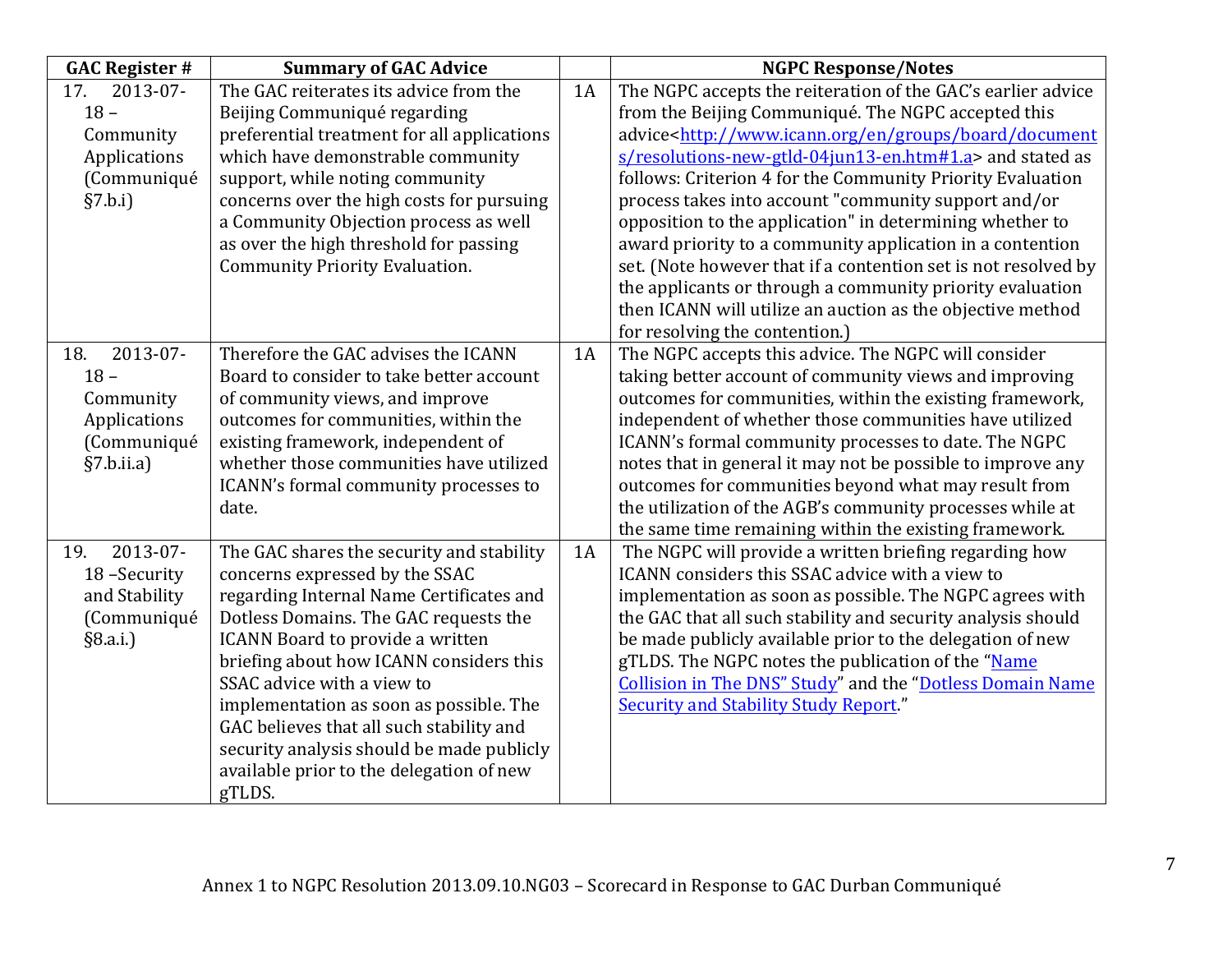| GAC Register # | Summary of GAC Advice | | NGPC Response/Notes |
|---|---|---|---|
| 17. 2013-07-18 – Community Applications (Communiqué §7.b.i) | The GAC reiterates its advice from the Beijing Communiqué regarding preferential treatment for all applications which have demonstrable community support, while noting community concerns over the high costs for pursuing a Community Objection process as well as over the high threshold for passing Community Priority Evaluation. | 1A | The NGPC accepts the reiteration of the GAC's earlier advice from the Beijing Communiqué. The NGPC accepted this advice<[http://www.icann.org/en/groups/board/documents/resolutions-new-gtld-04jun13-en.htm#1.a](http://www.icann.org/en/groups/board/documents/resolutions-new-gtld-04jun13-en.htm#1.a)> and stated as follows: Criterion 4 for the Community Priority Evaluation process takes into account "community support and/or opposition to the application" in determining whether to award priority to a community application in a contention set. (Note however that if a contention set is not resolved by the applicants or through a community priority evaluation then ICANN will utilize an auction as the objective method for resolving the contention.) |
| 18. 2013-07-18 – Community Applications (Communiqué §7.b.ii.a) | Therefore the GAC advises the ICANN Board to consider to take better account of community views, and improve outcomes for communities, within the existing framework, independent of whether those communities have utilized ICANN's formal community processes to date. | 1A | The NGPC accepts this advice. The NGPC will consider taking better account of community views and improving outcomes for communities, within the existing framework, independent of whether those communities have utilized ICANN's formal community processes to date. The NGPC notes that in general it may not be possible to improve any outcomes for communities beyond what may result from the utilization of the AGB's community processes while at the same time remaining within the existing framework. |
| 19. 2013-07-18 –Security and Stability (Communiqué §8.a.i.) | The GAC shares the security and stability concerns expressed by the SSAC regarding Internal Name Certificates and Dotless Domains. The GAC requests the ICANN Board to provide a written briefing about how ICANN considers this SSAC advice with a view to implementation as soon as possible. The GAC believes that all such stability and security analysis should be made publicly available prior to the delegation of new gTLDS. | 1A | The NGPC will provide a written briefing regarding how ICANN considers this SSAC advice with a view to implementation as soon as possible. The NGPC agrees with the GAC that all such stability and security analysis should be made publicly available prior to the delegation of new gTLDS. The NGPC notes the publication of the "Name Collision in The DNS" Study" and the "Dotless Domain Name Security and Stability Study Report." |

Annex 1 to NGPC Resolution 2013.09.10.NG03 – Scorecard in Response to GAC Durban Communiqué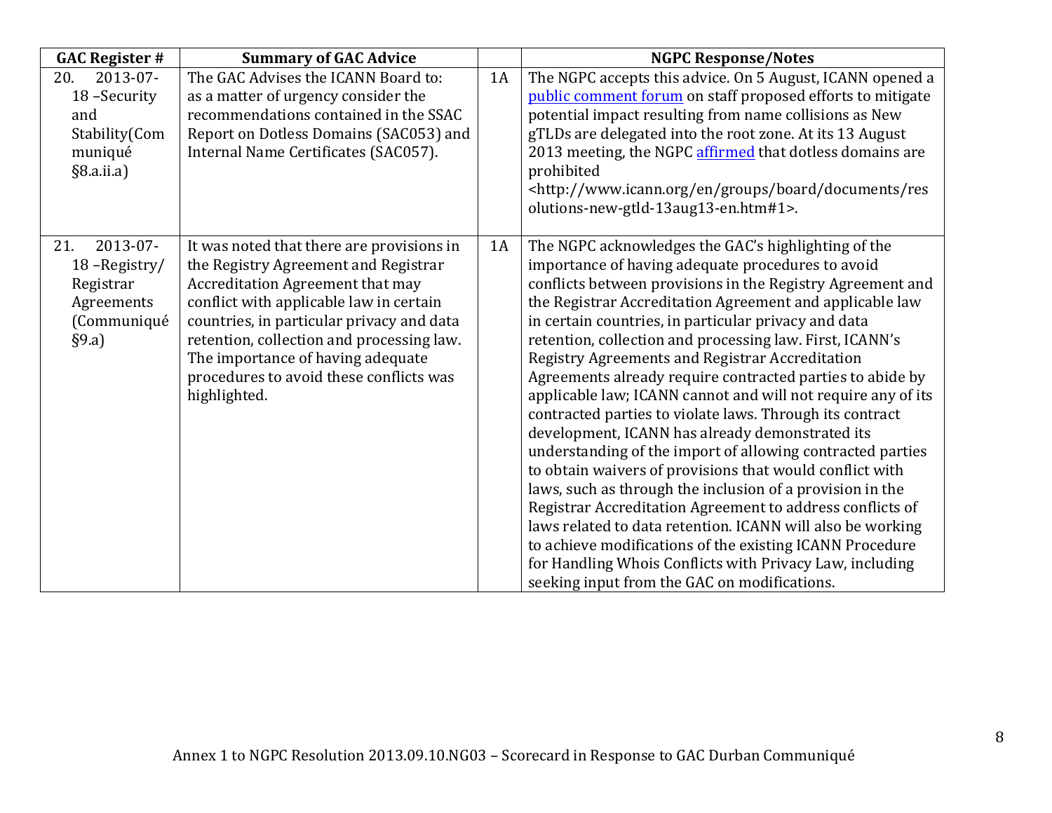| GAC Register # | Summary of GAC Advice | | NGPC Response/Notes |
|---|---|---|---|
| 20. 2013-07-18 –Security and Stability(Communiqué §8.a.ii.a) | The GAC Advises the ICANN Board to: as a matter of urgency consider the recommendations contained in the SSAC Report on Dotless Domains (SAC053) and Internal Name Certificates (SAC057). | 1A | The NGPC accepts this advice. On 5 August, ICANN opened a public comment forum on staff proposed efforts to mitigate potential impact resulting from name collisions as New gTLDs are delegated into the root zone. At its 13 August 2013 meeting, the NGPC affirmed that dotless domains are prohibited <http://www.icann.org/en/groups/board/documents/resolutions-new-gtld-13aug13-en.htm#1>. |
| 21. 2013-07-18 –Registry/ Registrar Agreements (Communiqué §9.a) | It was noted that there are provisions in the Registry Agreement and Registrar Accreditation Agreement that may conflict with applicable law in certain countries, in particular privacy and data retention, collection and processing law. The importance of having adequate procedures to avoid these conflicts was highlighted. | 1A | The NGPC acknowledges the GAC's highlighting of the importance of having adequate procedures to avoid conflicts between provisions in the Registry Agreement and the Registrar Accreditation Agreement and applicable law in certain countries, in particular privacy and data retention, collection and processing law. First, ICANN's Registry Agreements and Registrar Accreditation Agreements already require contracted parties to abide by applicable law; ICANN cannot and will not require any of its contracted parties to violate laws. Through its contract development, ICANN has already demonstrated its understanding of the import of allowing contracted parties to obtain waivers of provisions that would conflict with laws, such as through the inclusion of a provision in the Registrar Accreditation Agreement to address conflicts of laws related to data retention. ICANN will also be working to achieve modifications of the existing ICANN Procedure for Handling Whois Conflicts with Privacy Law, including seeking input from the GAC on modifications. |

Annex 1 to NGPC Resolution 2013.09.10.NG03 – Scorecard in Response to GAC Durban Communiqué